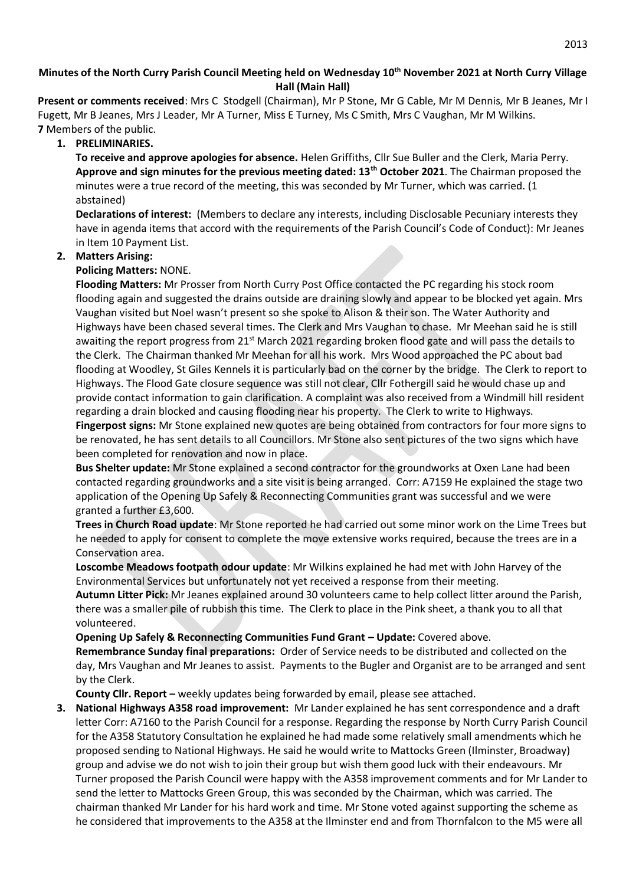**Minutes of the North Curry Parish Council Meeting held on Wednesday 10th November 2021 at North Curry Village Hall (Main Hall)**

**Present or comments received**: Mrs C Stodgell (Chairman), Mr P Stone, Mr G Cable, Mr M Dennis, Mr B Jeanes, Mr I Fugett, Mr B Jeanes, Mrs J Leader, Mr A Turner, Miss E Turney, Ms C Smith, Mrs C Vaughan, Mr M Wilkins.
**7** Members of the public.

1. **PRELIMINARIES.**
   **To receive and approve apologies for absence.** Helen Griffiths, Cllr Sue Buller and the Clerk, Maria Perry.
   **Approve and sign minutes for the previous meeting dated: 13th October 2021**. The Chairman proposed the minutes were a true record of the meeting, this was seconded by Mr Turner, which was carried. (1 abstained)
   **Declarations of interest:** (Members to declare any interests, including Disclosable Pecuniary interests they have in agenda items that accord with the requirements of the Parish Council's Code of Conduct): Mr Jeanes in Item 10 Payment List.

2. **Matters Arising:**
   **Policing Matters:** NONE.
   **Flooding Matters:** Mr Prosser from North Curry Post Office contacted the PC regarding his stock room flooding again and suggested the drains outside are draining slowly and appear to be blocked yet again. Mrs Vaughan visited but Noel wasn't present so she spoke to Alison & their son. The Water Authority and Highways have been chased several times. The Clerk and Mrs Vaughan to chase. Mr Meehan said he is still awaiting the report progress from 21st March 2021 regarding broken flood gate and will pass the details to the Clerk. The Chairman thanked Mr Meehan for all his work. Mrs Wood approached the PC about bad flooding at Woodley, St Giles Kennels it is particularly bad on the corner by the bridge. The Clerk to report to Highways. The Flood Gate closure sequence was still not clear, Cllr Fothergill said he would chase up and provide contact information to gain clarification. A complaint was also received from a Windmill hill resident regarding a drain blocked and causing flooding near his property. The Clerk to write to Highways.
   **Fingerpost signs:** Mr Stone explained new quotes are being obtained from contractors for four more signs to be renovated, he has sent details to all Councillors. Mr Stone also sent pictures of the two signs which have been completed for renovation and now in place.
   **Bus Shelter update:** Mr Stone explained a second contractor for the groundworks at Oxen Lane had been contacted regarding groundworks and a site visit is being arranged. Corr: A7159 He explained the stage two application of the Opening Up Safely & Reconnecting Communities grant was successful and we were granted a further £3,600.
   **Trees in Church Road update**: Mr Stone reported he had carried out some minor work on the Lime Trees but he needed to apply for consent to complete the move extensive works required, because the trees are in a Conservation area.
   **Loscombe Meadows footpath odour update**: Mr Wilkins explained he had met with John Harvey of the Environmental Services but unfortunately not yet received a response from their meeting.
   **Autumn Litter Pick:** Mr Jeanes explained around 30 volunteers came to help collect litter around the Parish, there was a smaller pile of rubbish this time. The Clerk to place in the Pink sheet, a thank you to all that volunteered.
   **Opening Up Safely & Reconnecting Communities Fund Grant – Update:** Covered above.
   **Remembrance Sunday final preparations:** Order of Service needs to be distributed and collected on the day, Mrs Vaughan and Mr Jeanes to assist. Payments to the Bugler and Organist are to be arranged and sent by the Clerk.
   **County Cllr. Report –** weekly updates being forwarded by email, please see attached.

3. **National Highways A358 road improvement:** Mr Lander explained he has sent correspondence and a draft letter Corr: A7160 to the Parish Council for a response. Regarding the response by North Curry Parish Council for the A358 Statutory Consultation he explained he had made some relatively small amendments which he proposed sending to National Highways. He said he would write to Mattocks Green (Ilminster, Broadway) group and advise we do not wish to join their group but wish them good luck with their endeavours. Mr Turner proposed the Parish Council were happy with the A358 improvement comments and for Mr Lander to send the letter to Mattocks Green Group, this was seconded by the Chairman, which was carried. The chairman thanked Mr Lander for his hard work and time. Mr Stone voted against supporting the scheme as he considered that improvements to the A358 at the Ilminster end and from Thornfalcon to the M5 were all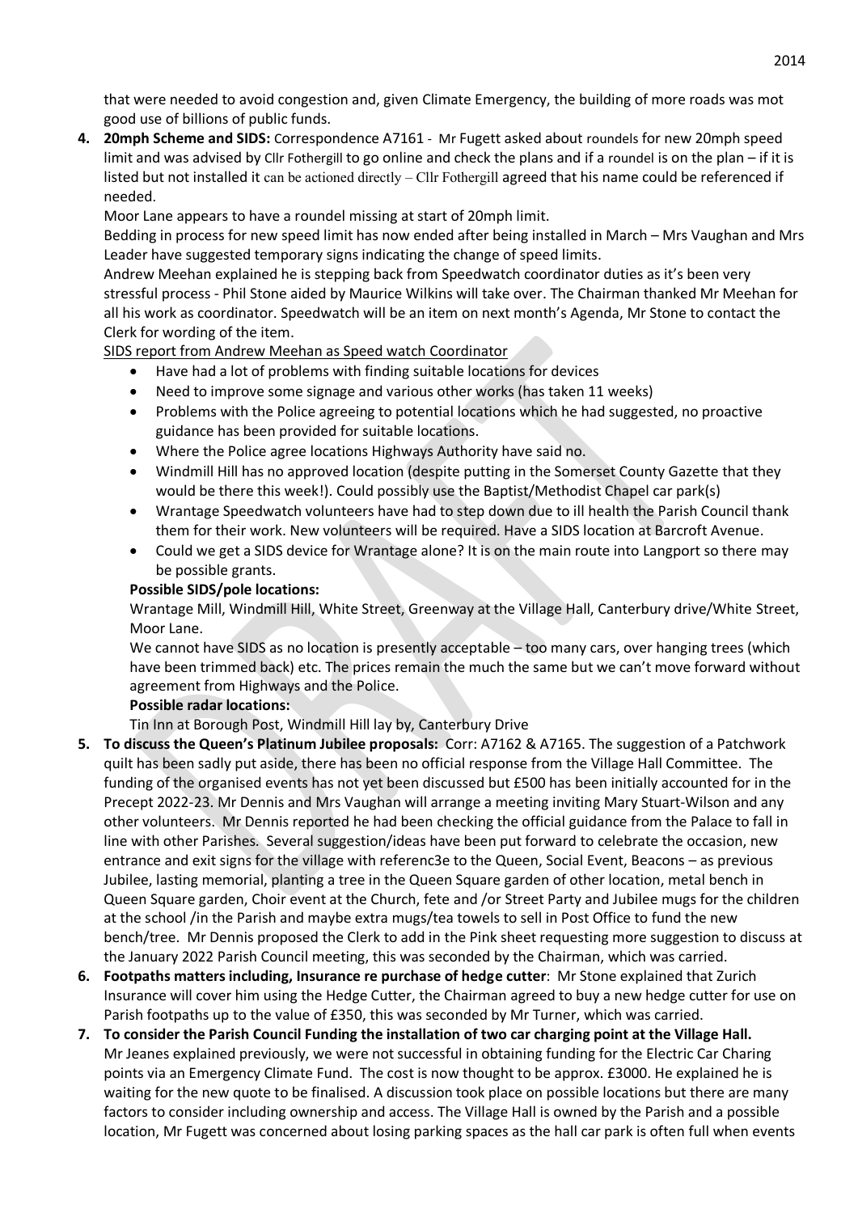that were needed to avoid congestion and, given Climate Emergency, the building of more roads was mot good use of billions of public funds.

4. **20mph Scheme and SIDS:** Correspondence A7161 - Mr Fugett asked about roundels for new 20mph speed limit and was advised by Cllr Fothergill to go online and check the plans and if a roundel is on the plan – if it is listed but not installed it can be actioned directly – Cllr Fothergill agreed that his name could be referenced if needed.

   Moor Lane appears to have a roundel missing at start of 20mph limit.

   Bedding in process for new speed limit has now ended after being installed in March – Mrs Vaughan and Mrs Leader have suggested temporary signs indicating the change of speed limits.

   Andrew Meehan explained he is stepping back from Speedwatch coordinator duties as it's been very stressful process - Phil Stone aided by Maurice Wilkins will take over. The Chairman thanked Mr Meehan for all his work as coordinator. Speedwatch will be an item on next month's Agenda, Mr Stone to contact the Clerk for wording of the item.

   SIDS report from Andrew Meehan as Speed watch Coordinator

   - Have had a lot of problems with finding suitable locations for devices
   - Need to improve some signage and various other works (has taken 11 weeks)
   - Problems with the Police agreeing to potential locations which he had suggested, no proactive guidance has been provided for suitable locations.
   - Where the Police agree locations Highways Authority have said no.
   - Windmill Hill has no approved location (despite putting in the Somerset County Gazette that they would be there this week!). Could possibly use the Baptist/Methodist Chapel car park(s)
   - Wrantage Speedwatch volunteers have had to step down due to ill health the Parish Council thank them for their work. New volunteers will be required. Have a SIDS location at Barcroft Avenue.
   - Could we get a SIDS device for Wrantage alone? It is on the main route into Langport so there may be possible grants.

   **Possible SIDS/pole locations:**

   Wrantage Mill, Windmill Hill, White Street, Greenway at the Village Hall, Canterbury drive/White Street, Moor Lane.

   We cannot have SIDS as no location is presently acceptable – too many cars, over hanging trees (which have been trimmed back) etc. The prices remain the much the same but we can't move forward without agreement from Highways and the Police.

   **Possible radar locations:**

   Tin Inn at Borough Post, Windmill Hill lay by, Canterbury Drive

5. **To discuss the Queen's Platinum Jubilee proposals:** Corr: A7162 & A7165. The suggestion of a Patchwork quilt has been sadly put aside, there has been no official response from the Village Hall Committee. The funding of the organised events has not yet been discussed but £500 has been initially accounted for in the Precept 2022-23. Mr Dennis and Mrs Vaughan will arrange a meeting inviting Mary Stuart-Wilson and any other volunteers. Mr Dennis reported he had been checking the official guidance from the Palace to fall in line with other Parishes. Several suggestion/ideas have been put forward to celebrate the occasion, new entrance and exit signs for the village with referenc3e to the Queen, Social Event, Beacons – as previous Jubilee, lasting memorial, planting a tree in the Queen Square garden of other location, metal bench in Queen Square garden, Choir event at the Church, fete and /or Street Party and Jubilee mugs for the children at the school /in the Parish and maybe extra mugs/tea towels to sell in Post Office to fund the new bench/tree. Mr Dennis proposed the Clerk to add in the Pink sheet requesting more suggestion to discuss at the January 2022 Parish Council meeting, this was seconded by the Chairman, which was carried.

6. **Footpaths matters including, Insurance re purchase of hedge cutter**: Mr Stone explained that Zurich Insurance will cover him using the Hedge Cutter, the Chairman agreed to buy a new hedge cutter for use on Parish footpaths up to the value of £350, this was seconded by Mr Turner, which was carried.

7. **To consider the Parish Council Funding the installation of two car charging point at the Village Hall.** Mr Jeanes explained previously, we were not successful in obtaining funding for the Electric Car Charing points via an Emergency Climate Fund. The cost is now thought to be approx. £3000. He explained he is waiting for the new quote to be finalised. A discussion took place on possible locations but there are many factors to consider including ownership and access. The Village Hall is owned by the Parish and a possible location, Mr Fugett was concerned about losing parking spaces as the hall car park is often full when events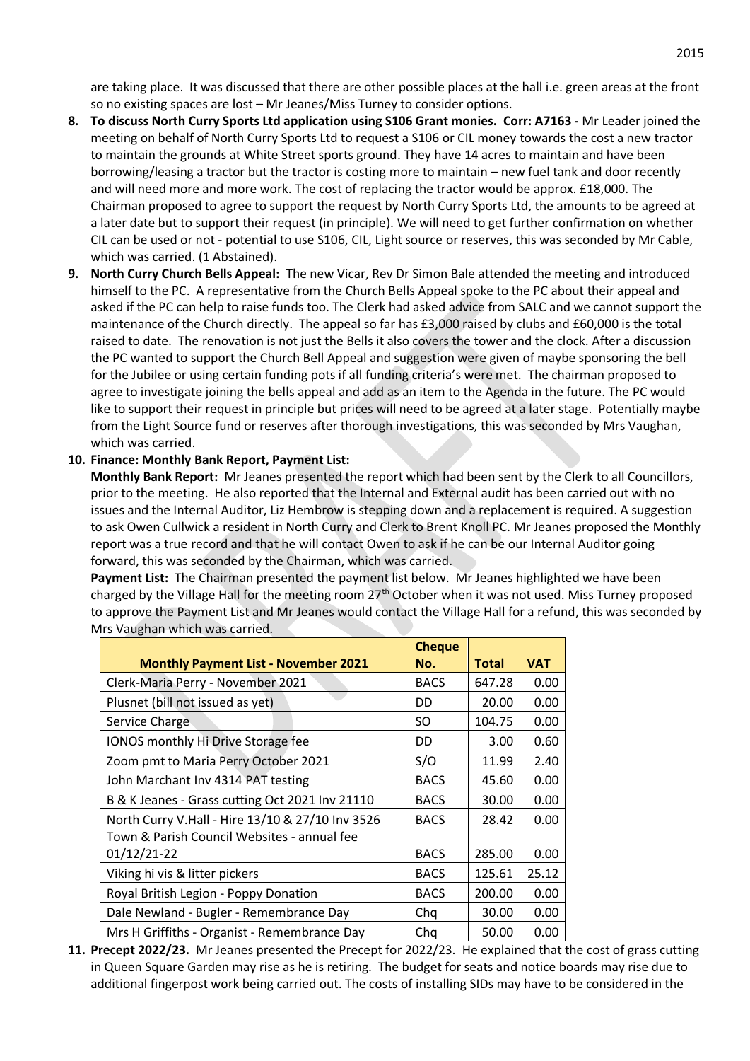are taking place. It was discussed that there are other possible places at the hall i.e. green areas at the front so no existing spaces are lost – Mr Jeanes/Miss Turney to consider options.

8. **To discuss North Curry Sports Ltd application using S106 Grant monies. Corr: A7163 -** Mr Leader joined the meeting on behalf of North Curry Sports Ltd to request a S106 or CIL money towards the cost a new tractor to maintain the grounds at White Street sports ground. They have 14 acres to maintain and have been borrowing/leasing a tractor but the tractor is costing more to maintain – new fuel tank and door recently and will need more and more work. The cost of replacing the tractor would be approx. £18,000. The Chairman proposed to agree to support the request by North Curry Sports Ltd, the amounts to be agreed at a later date but to support their request (in principle). We will need to get further confirmation on whether CIL can be used or not - potential to use S106, CIL, Light source or reserves, this was seconded by Mr Cable, which was carried. (1 Abstained).

9. **North Curry Church Bells Appeal:** The new Vicar, Rev Dr Simon Bale attended the meeting and introduced himself to the PC. A representative from the Church Bells Appeal spoke to the PC about their appeal and asked if the PC can help to raise funds too. The Clerk had asked advice from SALC and we cannot support the maintenance of the Church directly. The appeal so far has £3,000 raised by clubs and £60,000 is the total raised to date. The renovation is not just the Bells it also covers the tower and the clock. After a discussion the PC wanted to support the Church Bell Appeal and suggestion were given of maybe sponsoring the bell for the Jubilee or using certain funding pots if all funding criteria's were met. The chairman proposed to agree to investigate joining the bells appeal and add as an item to the Agenda in the future. The PC would like to support their request in principle but prices will need to be agreed at a later stage. Potentially maybe from the Light Source fund or reserves after thorough investigations, this was seconded by Mrs Vaughan, which was carried.

10. **Finance: Monthly Bank Report, Payment List:**

    **Monthly Bank Report:** Mr Jeanes presented the report which had been sent by the Clerk to all Councillors, prior to the meeting. He also reported that the Internal and External audit has been carried out with no issues and the Internal Auditor, Liz Hembrow is stepping down and a replacement is required. A suggestion to ask Owen Cullwick a resident in North Curry and Clerk to Brent Knoll PC. Mr Jeanes proposed the Monthly report was a true record and that he will contact Owen to ask if he can be our Internal Auditor going forward, this was seconded by the Chairman, which was carried.

    **Payment List:** The Chairman presented the payment list below. Mr Jeanes highlighted we have been charged by the Village Hall for the meeting room 27th October when it was not used. Miss Turney proposed to approve the Payment List and Mr Jeanes would contact the Village Hall for a refund, this was seconded by Mrs Vaughan which was carried.

| Monthly Payment List - November 2021 | Cheque No. | Total | VAT |
|---|---|---|---|
| Clerk-Maria Perry - November 2021 | BACS | 647.28 | 0.00 |
| Plusnet (bill not issued as yet) | DD | 20.00 | 0.00 |
| Service Charge | SO | 104.75 | 0.00 |
| IONOS monthly Hi Drive Storage fee | DD | 3.00 | 0.60 |
| Zoom pmt to Maria Perry October 2021 | S/O | 11.99 | 2.40 |
| John Marchant Inv 4314 PAT testing | BACS | 45.60 | 0.00 |
| B & K Jeanes - Grass cutting Oct 2021 Inv 21110 | BACS | 30.00 | 0.00 |
| North Curry V.Hall - Hire 13/10 & 27/10 Inv 3526 | BACS | 28.42 | 0.00 |
| Town & Parish Council Websites - annual fee 01/12/21-22 | BACS | 285.00 | 0.00 |
| Viking hi vis & litter pickers | BACS | 125.61 | 25.12 |
| Royal British Legion - Poppy Donation | BACS | 200.00 | 0.00 |
| Dale Newland - Bugler - Remembrance Day | Chq | 30.00 | 0.00 |
| Mrs H Griffiths - Organist - Remembrance Day | Chq | 50.00 | 0.00 |

11. **Precept 2022/23.** Mr Jeanes presented the Precept for 2022/23. He explained that the cost of grass cutting in Queen Square Garden may rise as he is retiring. The budget for seats and notice boards may rise due to additional fingerpost work being carried out. The costs of installing SIDs may have to be considered in the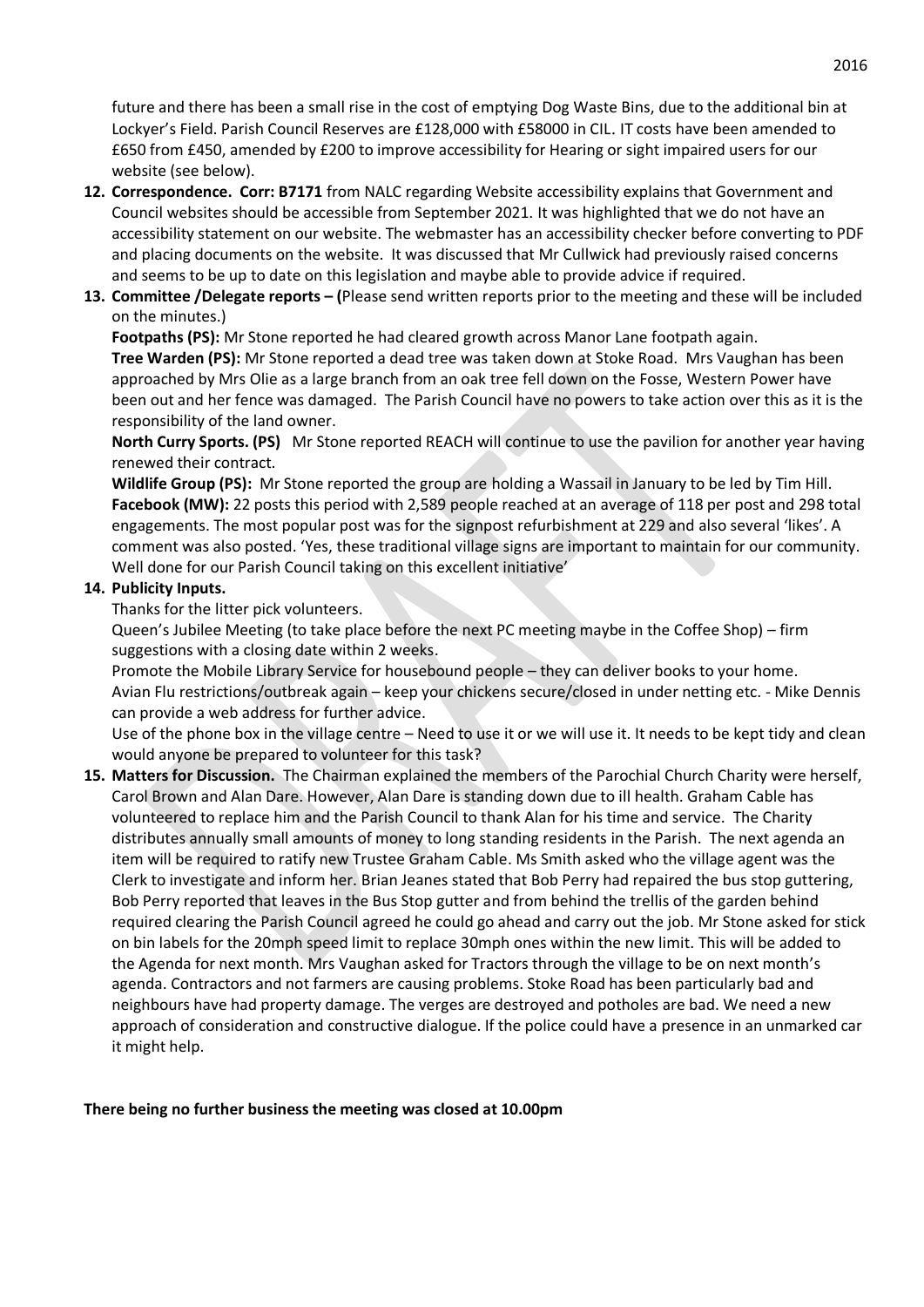future and there has been a small rise in the cost of emptying Dog Waste Bins, due to the additional bin at Lockyer's Field. Parish Council Reserves are £128,000 with £58000 in CIL. IT costs have been amended to £650 from £450, amended by £200 to improve accessibility for Hearing or sight impaired users for our website (see below).

12. **Correspondence. Corr: B7171** from NALC regarding Website accessibility explains that Government and Council websites should be accessible from September 2021. It was highlighted that we do not have an accessibility statement on our website. The webmaster has an accessibility checker before converting to PDF and placing documents on the website. It was discussed that Mr Cullwick had previously raised concerns and seems to be up to date on this legislation and maybe able to provide advice if required.

13. **Committee /Delegate reports – (**Please send written reports prior to the meeting and these will be included on the minutes.)

    **Footpaths (PS):** Mr Stone reported he had cleared growth across Manor Lane footpath again.

    **Tree Warden (PS):** Mr Stone reported a dead tree was taken down at Stoke Road. Mrs Vaughan has been approached by Mrs Olie as a large branch from an oak tree fell down on the Fosse, Western Power have been out and her fence was damaged. The Parish Council have no powers to take action over this as it is the responsibility of the land owner.

    **North Curry Sports. (PS)** Mr Stone reported REACH will continue to use the pavilion for another year having renewed their contract.

    **Wildlife Group (PS):** Mr Stone reported the group are holding a Wassail in January to be led by Tim Hill.

    **Facebook (MW):** 22 posts this period with 2,589 people reached at an average of 118 per post and 298 total engagements. The most popular post was for the signpost refurbishment at 229 and also several 'likes'. A comment was also posted. 'Yes, these traditional village signs are important to maintain for our community. Well done for our Parish Council taking on this excellent initiative'

14. **Publicity Inputs.**

    Thanks for the litter pick volunteers.

    Queen's Jubilee Meeting (to take place before the next PC meeting maybe in the Coffee Shop) – firm suggestions with a closing date within 2 weeks.

    Promote the Mobile Library Service for housebound people – they can deliver books to your home.

    Avian Flu restrictions/outbreak again – keep your chickens secure/closed in under netting etc. - Mike Dennis can provide a web address for further advice.

    Use of the phone box in the village centre – Need to use it or we will use it. It needs to be kept tidy and clean would anyone be prepared to volunteer for this task?

15. **Matters for Discussion.** The Chairman explained the members of the Parochial Church Charity were herself, Carol Brown and Alan Dare. However, Alan Dare is standing down due to ill health. Graham Cable has volunteered to replace him and the Parish Council to thank Alan for his time and service. The Charity distributes annually small amounts of money to long standing residents in the Parish. The next agenda an item will be required to ratify new Trustee Graham Cable. Ms Smith asked who the village agent was the Clerk to investigate and inform her. Brian Jeanes stated that Bob Perry had repaired the bus stop guttering, Bob Perry reported that leaves in the Bus Stop gutter and from behind the trellis of the garden behind required clearing the Parish Council agreed he could go ahead and carry out the job. Mr Stone asked for stick on bin labels for the 20mph speed limit to replace 30mph ones within the new limit. This will be added to the Agenda for next month. Mrs Vaughan asked for Tractors through the village to be on next month's agenda. Contractors and not farmers are causing problems. Stoke Road has been particularly bad and neighbours have had property damage. The verges are destroyed and potholes are bad. We need a new approach of consideration and constructive dialogue. If the police could have a presence in an unmarked car it might help.

**There being no further business the meeting was closed at 10.00pm**